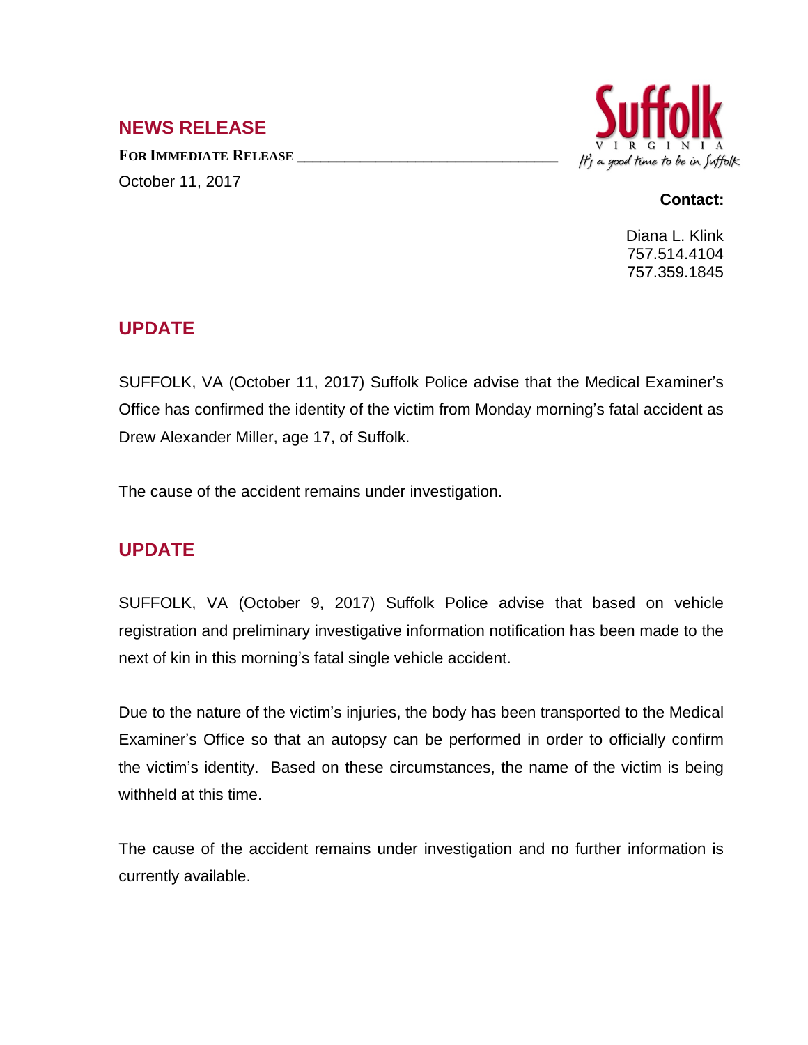## NEWS RELEASE

**FOR IMMEDIATE RELEASE**

October 11, 2017

Suffolk
VIRGINIA
*It's a good time to be in Suffolk*

**Contact:**

Diana L. Klink
757.514.4104
757.359.1845

## UPDATE

SUFFOLK, VA (October 11, 2017) Suffolk Police advise that the Medical Examiner's Office has confirmed the identity of the victim from Monday morning's fatal accident as Drew Alexander Miller, age 17, of Suffolk.

The cause of the accident remains under investigation.

## UPDATE

SUFFOLK, VA (October 9, 2017) Suffolk Police advise that based on vehicle registration and preliminary investigative information notification has been made to the next of kin in this morning's fatal single vehicle accident.

Due to the nature of the victim's injuries, the body has been transported to the Medical Examiner's Office so that an autopsy can be performed in order to officially confirm the victim's identity. Based on these circumstances, the name of the victim is being withheld at this time.

The cause of the accident remains under investigation and no further information is currently available.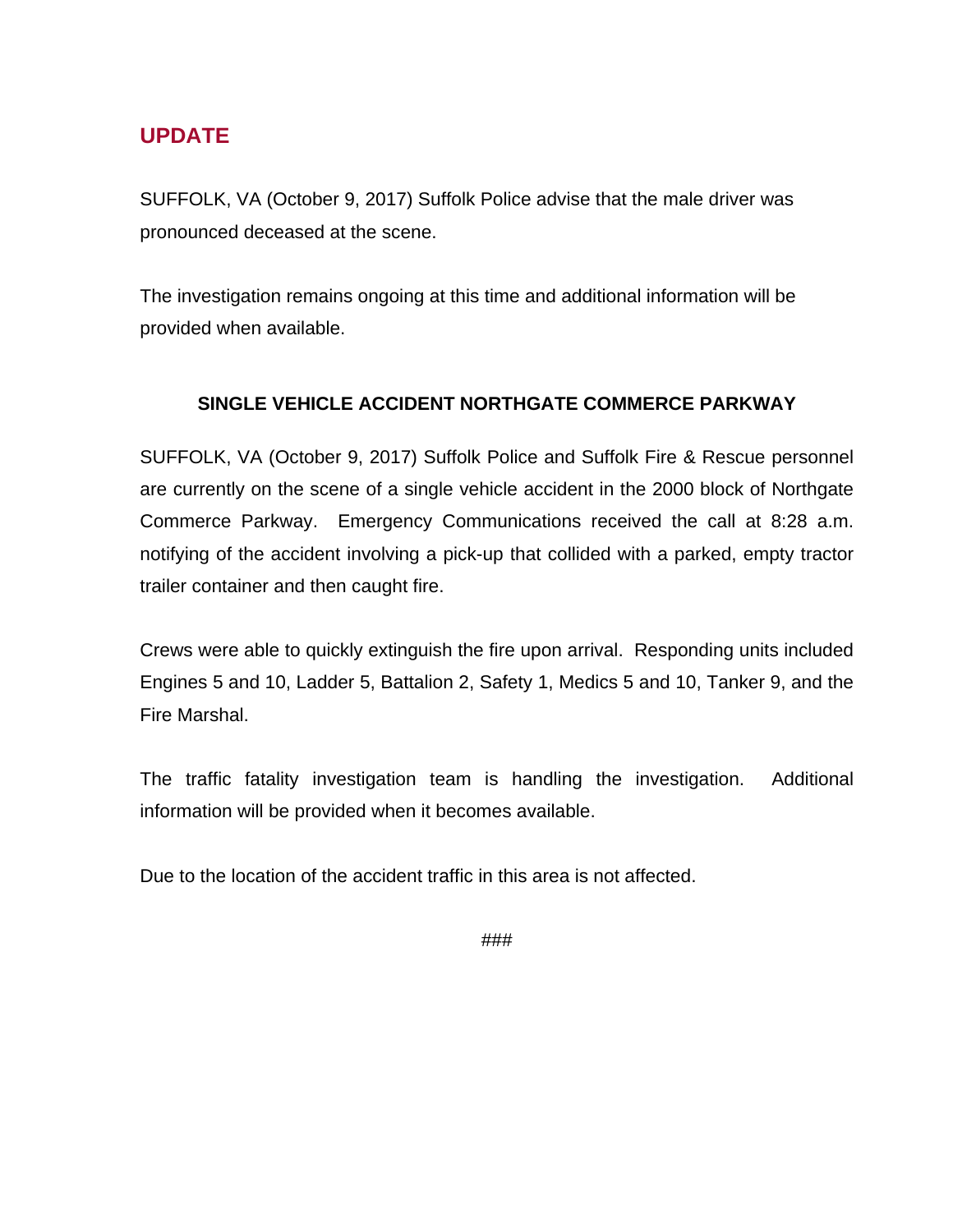## UPDATE

SUFFOLK, VA (October 9, 2017) Suffolk Police advise that the male driver was pronounced deceased at the scene.

The investigation remains ongoing at this time and additional information will be provided when available.

### SINGLE VEHICLE ACCIDENT NORTHGATE COMMERCE PARKWAY

SUFFOLK, VA (October 9, 2017) Suffolk Police and Suffolk Fire & Rescue personnel are currently on the scene of a single vehicle accident in the 2000 block of Northgate Commerce Parkway. Emergency Communications received the call at 8:28 a.m. notifying of the accident involving a pick-up that collided with a parked, empty tractor trailer container and then caught fire.

Crews were able to quickly extinguish the fire upon arrival. Responding units included Engines 5 and 10, Ladder 5, Battalion 2, Safety 1, Medics 5 and 10, Tanker 9, and the Fire Marshal.

The traffic fatality investigation team is handling the investigation. Additional information will be provided when it becomes available.

Due to the location of the accident traffic in this area is not affected.

###